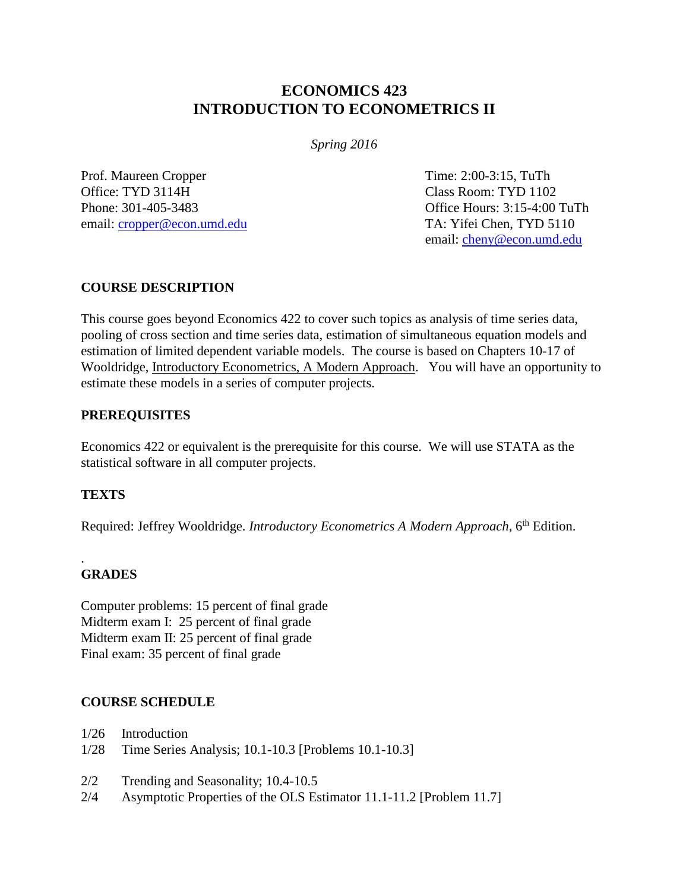# ECONOMICS 423
# INTRODUCTION TO ECONOMETRICS II

*Spring 2016*

Prof. Maureen Cropper
Office: TYD 3114H
Phone: 301-405-3483
email: cropper@econ.umd.edu

Time: 2:00-3:15, TuTh
Class Room: TYD 1102
Office Hours: 3:15-4:00 TuTh
TA: Yifei Chen, TYD 5110
email: cheny@econ.umd.edu

## COURSE DESCRIPTION

This course goes beyond Economics 422 to cover such topics as analysis of time series data, pooling of cross section and time series data, estimation of simultaneous equation models and estimation of limited dependent variable models. The course is based on Chapters 10-17 of Wooldridge, Introductory Econometrics, A Modern Approach. You will have an opportunity to estimate these models in a series of computer projects.

## PREREQUISITES

Economics 422 or equivalent is the prerequisite for this course. We will use STATA as the statistical software in all computer projects.

## TEXTS

Required: Jeffrey Wooldridge. *Introductory Econometrics A Modern Approach*, 6th Edition.

## GRADES

Computer problems: 15 percent of final grade
Midterm exam I: 25 percent of final grade
Midterm exam II: 25 percent of final grade
Final exam: 35 percent of final grade

## COURSE SCHEDULE

1/26 Introduction
1/28 Time Series Analysis; 10.1-10.3 [Problems 10.1-10.3]

2/2 Trending and Seasonality; 10.4-10.5
2/4 Asymptotic Properties of the OLS Estimator 11.1-11.2 [Problem 11.7]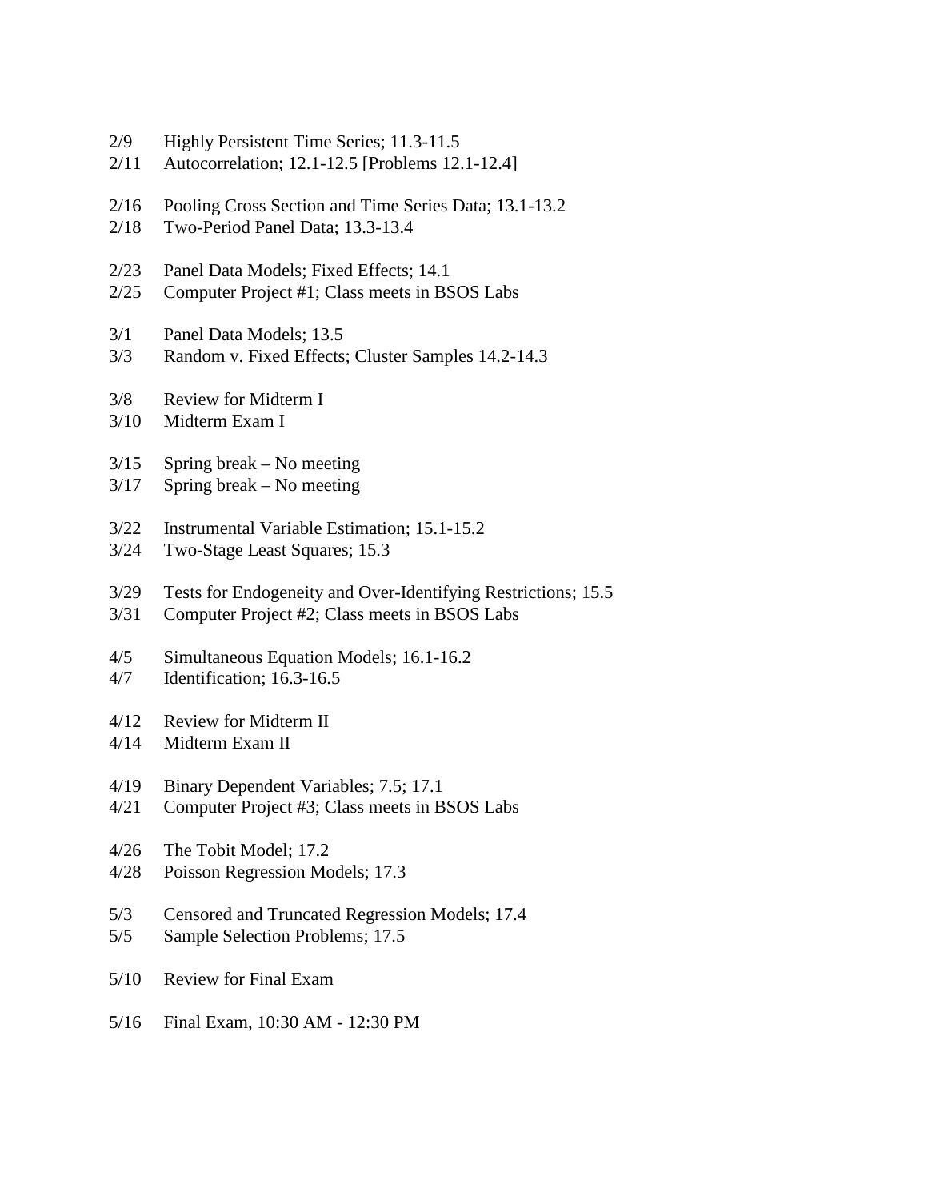2/9 Highly Persistent Time Series; 11.3-11.5
2/11 Autocorrelation; 12.1-12.5 [Problems 12.1-12.4]

2/16 Pooling Cross Section and Time Series Data; 13.1-13.2
2/18 Two-Period Panel Data; 13.3-13.4

2/23 Panel Data Models; Fixed Effects; 14.1
2/25 Computer Project #1; Class meets in BSOS Labs

3/1 Panel Data Models; 13.5
3/3 Random v. Fixed Effects; Cluster Samples 14.2-14.3

3/8 Review for Midterm I
3/10 Midterm Exam I

3/15 Spring break – No meeting
3/17 Spring break – No meeting

3/22 Instrumental Variable Estimation; 15.1-15.2
3/24 Two-Stage Least Squares; 15.3

3/29 Tests for Endogeneity and Over-Identifying Restrictions; 15.5
3/31 Computer Project #2; Class meets in BSOS Labs

4/5 Simultaneous Equation Models; 16.1-16.2
4/7 Identification; 16.3-16.5

4/12 Review for Midterm II
4/14 Midterm Exam II

4/19 Binary Dependent Variables; 7.5; 17.1
4/21 Computer Project #3; Class meets in BSOS Labs

4/26 The Tobit Model; 17.2
4/28 Poisson Regression Models; 17.3

5/3 Censored and Truncated Regression Models; 17.4
5/5 Sample Selection Problems; 17.5

5/10 Review for Final Exam

5/16 Final Exam, 10:30 AM - 12:30 PM